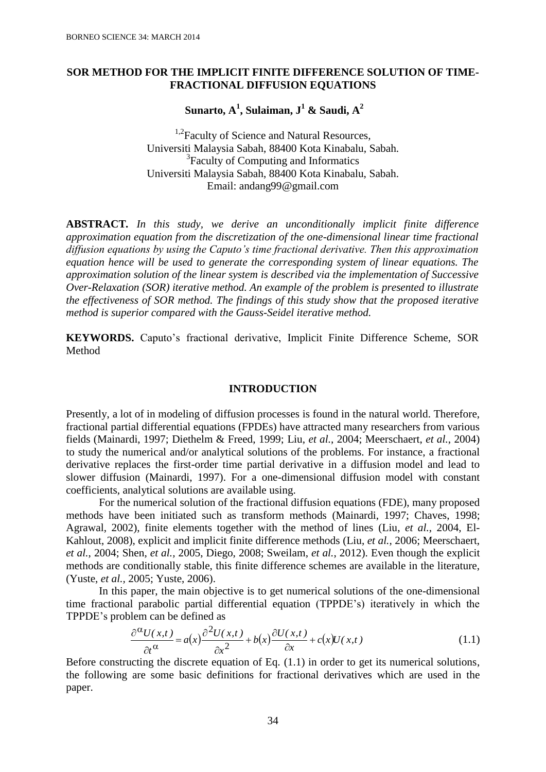# SOR METHOD FOR THE IMPLICIT FINITE DIFFERENCE SOLUTION OF TIME-FRACTIONAL DIFFUSION EQUATIONS

**Sunarto, A[1], Sulaiman, J[1] & Saudi, A[2]**

[1,2]Faculty of Science and Natural Resources,
Universiti Malaysia Sabah, 88400 Kota Kinabalu, Sabah.
[3]Faculty of Computing and Informatics
Universiti Malaysia Sabah, 88400 Kota Kinabalu, Sabah.
Email: andang99@gmail.com

**ABSTRACT.** *In this study, we derive an unconditionally implicit finite difference approximation equation from the discretization of the one-dimensional linear time fractional diffusion equations by using the Caputo's time fractional derivative. Then this approximation equation hence will be used to generate the corresponding system of linear equations. The approximation solution of the linear system is described via the implementation of Successive Over-Relaxation (SOR) iterative method. An example of the problem is presented to illustrate the effectiveness of SOR method. The findings of this study show that the proposed iterative method is superior compared with the Gauss-Seidel iterative method.*

**KEYWORDS.** Caputo's fractional derivative, Implicit Finite Difference Scheme, SOR Method

## INTRODUCTION

Presently, a lot of in modeling of diffusion processes is found in the natural world. Therefore, fractional partial differential equations (FPDEs) have attracted many researchers from various fields (Mainardi, 1997; Diethelm & Freed, 1999; Liu, *et al.*, 2004; Meerschaert, *et al.*, 2004) to study the numerical and/or analytical solutions of the problems. For instance, a fractional derivative replaces the first-order time partial derivative in a diffusion model and lead to slower diffusion (Mainardi, 1997). For a one-dimensional diffusion model with constant coefficients, analytical solutions are available using.

For the numerical solution of the fractional diffusion equations (FDE), many proposed methods have been initiated such as transform methods (Mainardi, 1997; Chaves, 1998; Agrawal, 2002), finite elements together with the method of lines (Liu, *et al.*, 2004, El-Kahlout, 2008), explicit and implicit finite difference methods (Liu, *et al.*, 2006; Meerschaert, *et al.*, 2004; Shen, *et al.*, 2005, Diego, 2008; Sweilam, *et al.*, 2012). Even though the explicit methods are conditionally stable, this finite difference schemes are available in the literature, (Yuste, *et al.*, 2005; Yuste, 2006).

In this paper, the main objective is to get numerical solutions of the one-dimensional time fractional parabolic partial differential equation (TPPDE's) iteratively in which the TPPDE's problem can be defined as

$$\frac{\partial^{\alpha} U(x,t)}{\partial t^{\alpha}} = a(x)\frac{\partial^{2} U(x,t)}{\partial x^{2}} + b(x)\frac{\partial U(x,t)}{\partial x} + c(x)U(x,t) \tag{1.1}$$

Before constructing the discrete equation of Eq. (1.1) in order to get its numerical solutions, the following are some basic definitions for fractional derivatives which are used in the paper.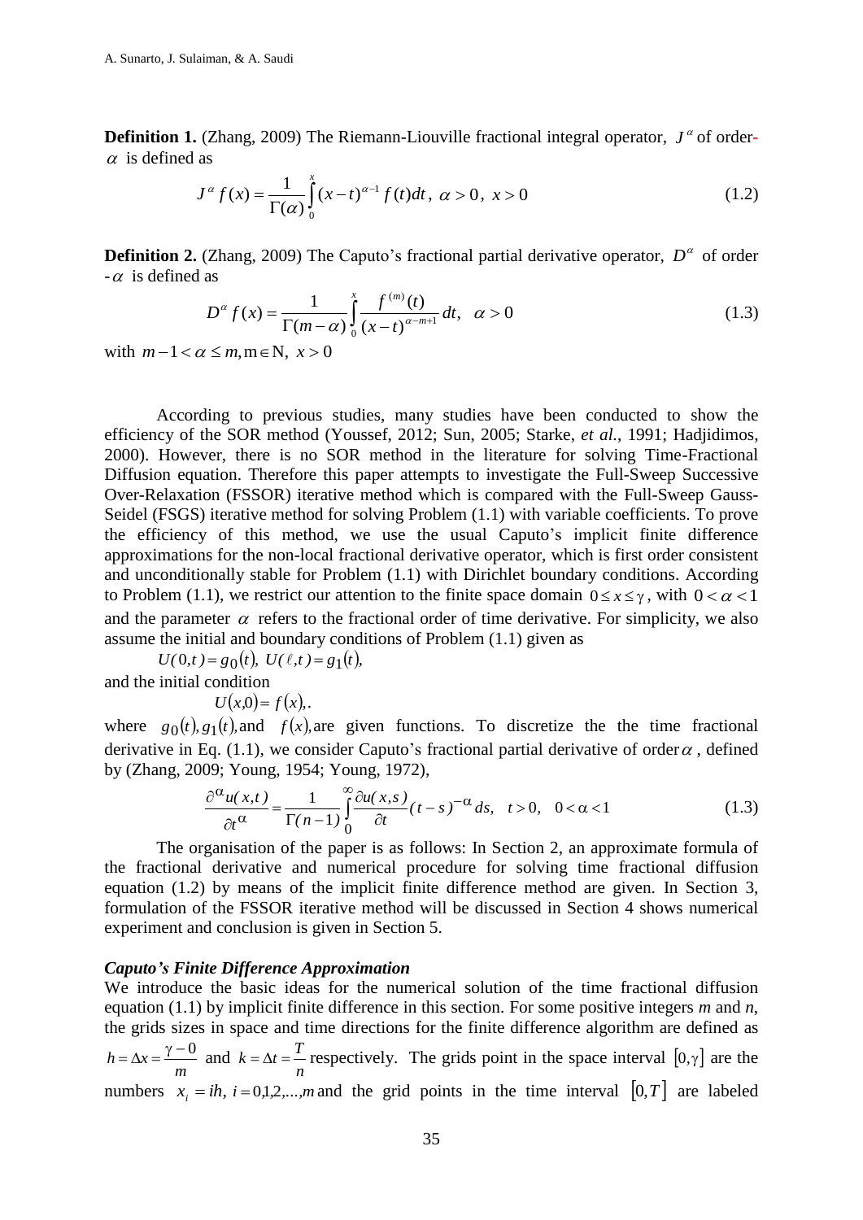**Definition 1.** (Zhang, 2009) The Riemann-Liouville fractional integral operator, $J^{\alpha}$ of order-$\alpha$ is defined as

$$J^{\alpha} f(x) = \frac{1}{\Gamma(\alpha)} \int_0^x (x-t)^{\alpha-1} f(t)dt, \ \alpha > 0, \ x > 0 \tag{1.2}$$

**Definition 2.** (Zhang, 2009) The Caputo's fractional partial derivative operator, $D^{\alpha}$ of order -$\alpha$ is defined as

$$D^{\alpha} f(x) = \frac{1}{\Gamma(m-\alpha)} \int_0^x \frac{f^{(m)}(t)}{(x-t)^{\alpha-m+1}} dt, \ \ \alpha > 0 \tag{1.3}$$

with $m-1 < \alpha \leq m, m \in \mathrm{N}, \ x > 0$

According to previous studies, many studies have been conducted to show the efficiency of the SOR method (Youssef, 2012; Sun, 2005; Starke, *et al.*, 1991; Hadjidimos, 2000). However, there is no SOR method in the literature for solving Time-Fractional Diffusion equation. Therefore this paper attempts to investigate the Full-Sweep Successive Over-Relaxation (FSSOR) iterative method which is compared with the Full-Sweep Gauss-Seidel (FSGS) iterative method for solving Problem (1.1) with variable coefficients. To prove the efficiency of this method, we use the usual Caputo's implicit finite difference approximations for the non-local fractional derivative operator, which is first order consistent and unconditionally stable for Problem (1.1) with Dirichlet boundary conditions. According to Problem (1.1), we restrict our attention to the finite space domain $0 \leq x \leq \gamma$, with $0 < \alpha < 1$ and the parameter $\alpha$ refers to the fractional order of time derivative. For simplicity, we also assume the initial and boundary conditions of Problem (1.1) given as

$$U(0,t) = g_0(t), \ U(\ell,t) = g_1(t),$$

and the initial condition

$$U(x,0) = f(x),.$$

where $g_0(t), g_1(t),$ and $f(x),$ are given functions. To discretize the the time fractional derivative in Eq. (1.1), we consider Caputo's fractional partial derivative of order $\alpha$, defined by (Zhang, 2009; Young, 1954; Young, 1972),

$$\frac{\partial^{\alpha} u(x,t)}{\partial t^{\alpha}} = \frac{1}{\Gamma(n-1)} \int_0^{\infty} \frac{\partial u(x,s)}{\partial t} (t-s)^{-\alpha} ds, \ \ t > 0, \ \ 0 < \alpha < 1 \tag{1.3}$$

The organisation of the paper is as follows: In Section 2, an approximate formula of the fractional derivative and numerical procedure for solving time fractional diffusion equation (1.2) by means of the implicit finite difference method are given. In Section 3, formulation of the FSSOR iterative method will be discussed in Section 4 shows numerical experiment and conclusion is given in Section 5.

### *Caputo's Finite Difference Approximation*

We introduce the basic ideas for the numerical solution of the time fractional diffusion equation (1.1) by implicit finite difference in this section. For some positive integers *m* and *n*, the grids sizes in space and time directions for the finite difference algorithm are defined as $h = \Delta x = \frac{\gamma - 0}{m}$ and $k = \Delta t = \frac{T}{n}$ respectively. The grids point in the space interval $[0,\gamma]$ are the numbers $x_i = ih, \ i = 0,1,2,...,m$ and the grid points in the time interval $[0,T]$ are labeled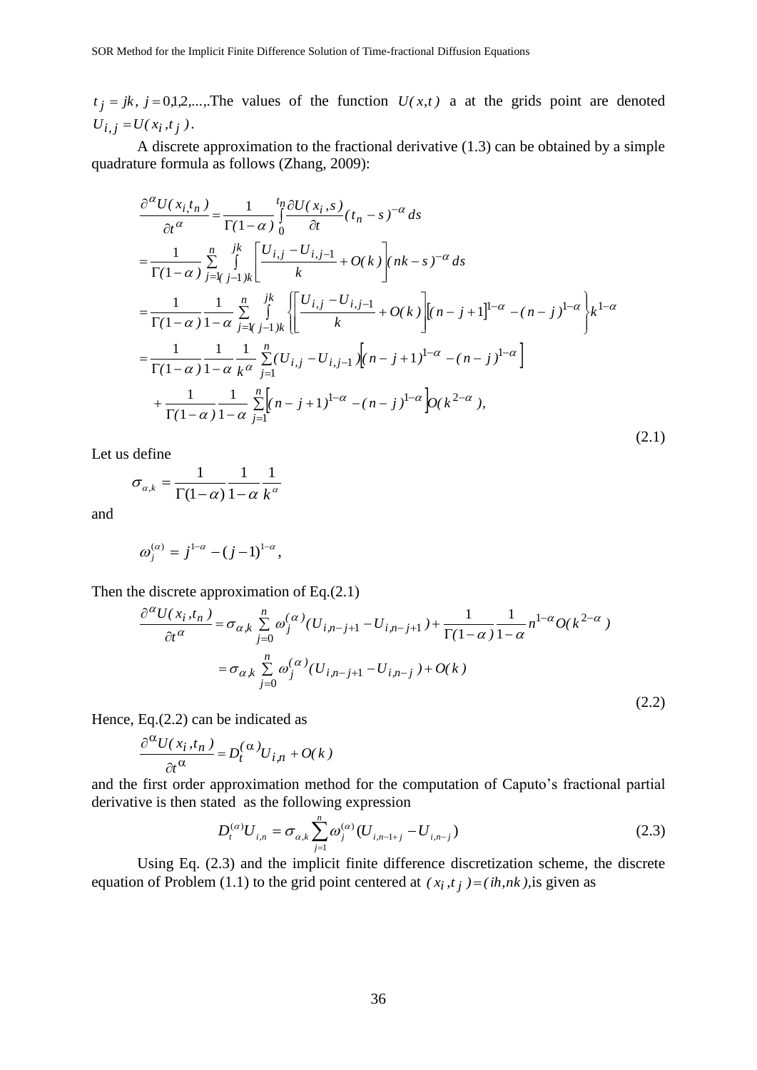$t_j = jk,\ j = 0,1,2,...,$.The values of the function $U(x,t)$ a at the grids point are denoted $U_{i,j} = U(x_i, t_j)$.

A discrete approximation to the fractional derivative (1.3) can be obtained by a simple quadrature formula as follows (Zhang, 2009):

$$
\begin{aligned}
\frac{\partial^{\alpha} U(x_i, t_n)}{\partial t^{\alpha}} &= \frac{1}{\Gamma(1-\alpha)} \int_0^{t_n} \frac{\partial U(x_i, s)}{\partial t} (t_n - s)^{-\alpha} ds \\
&= \frac{1}{\Gamma(1-\alpha)} \sum_{j=1}^{n} \int_{(j-1)k}^{jk} \left[ \frac{U_{i,j} - U_{i,j-1}}{k} + O(k) \right] (nk - s)^{-\alpha} ds \\
&= \frac{1}{\Gamma(1-\alpha)} \frac{1}{1-\alpha} \sum_{j=1}^{n} \int_{(j-1)k}^{jk} \left\{ \left[ \frac{U_{i,j} - U_{i,j-1}}{k} + O(k) \right] \left[ (n-j+1)^{1-\alpha} - (n-j)^{1-\alpha} \right\} k^{1-\alpha} \right. \\
&= \frac{1}{\Gamma(1-\alpha)} \frac{1}{1-\alpha} \frac{1}{k^{\alpha}} \sum_{j=1}^{n} (U_{i,j} - U_{i,j-1}) \left[ (n-j+1)^{1-\alpha} - (n-j)^{1-\alpha} \right] \\
&\quad + \frac{1}{\Gamma(1-\alpha)} \frac{1}{1-\alpha} \sum_{j=1}^{n} \left[ (n-j+1)^{1-\alpha} - (n-j)^{1-\alpha} \right] O(k^{2-\alpha}),
\end{aligned}
\tag{2.1}
$$

Let us define

$$
\sigma_{\alpha,k} = \frac{1}{\Gamma(1-\alpha)} \frac{1}{1-\alpha} \frac{1}{k^{\alpha}}
$$

and

$$
\omega_j^{(\alpha)} = j^{1-\alpha} - (j-1)^{1-\alpha},
$$

Then the discrete approximation of Eq.(2.1)

$$
\begin{aligned}
\frac{\partial^{\alpha} U(x_i, t_n)}{\partial t^{\alpha}} &= \sigma_{\alpha,k} \sum_{j=0}^{n} \omega_j^{(\alpha)} (U_{i,n-j+1} - U_{i,n-j+1}) + \frac{1}{\Gamma(1-\alpha)} \frac{1}{1-\alpha} n^{1-\alpha} O(k^{2-\alpha}) \\
&= \sigma_{\alpha,k} \sum_{j=0}^{n} \omega_j^{(\alpha)} (U_{i,n-j+1} - U_{i,n-j}) + O(k)
\end{aligned}
\tag{2.2}
$$

Hence, Eq.(2.2) can be indicated as

$$
\frac{\partial^{\alpha} U(x_i, t_n)}{\partial t^{\alpha}} = D_t^{(\alpha)} U_{i,n} + O(k)
$$

and the first order approximation method for the computation of Caputo's fractional partial derivative is then stated as the following expression

$$
D_t^{(\alpha)} U_{i,n} = \sigma_{\alpha,k} \sum_{j=1}^{n} \omega_j^{(\alpha)} (U_{i,n-1+j} - U_{i,n-j}) \tag{2.3}
$$

Using Eq. (2.3) and the implicit finite difference discretization scheme, the discrete equation of Problem (1.1) to the grid point centered at $(x_i, t_j) = (ih, nk)$,is given as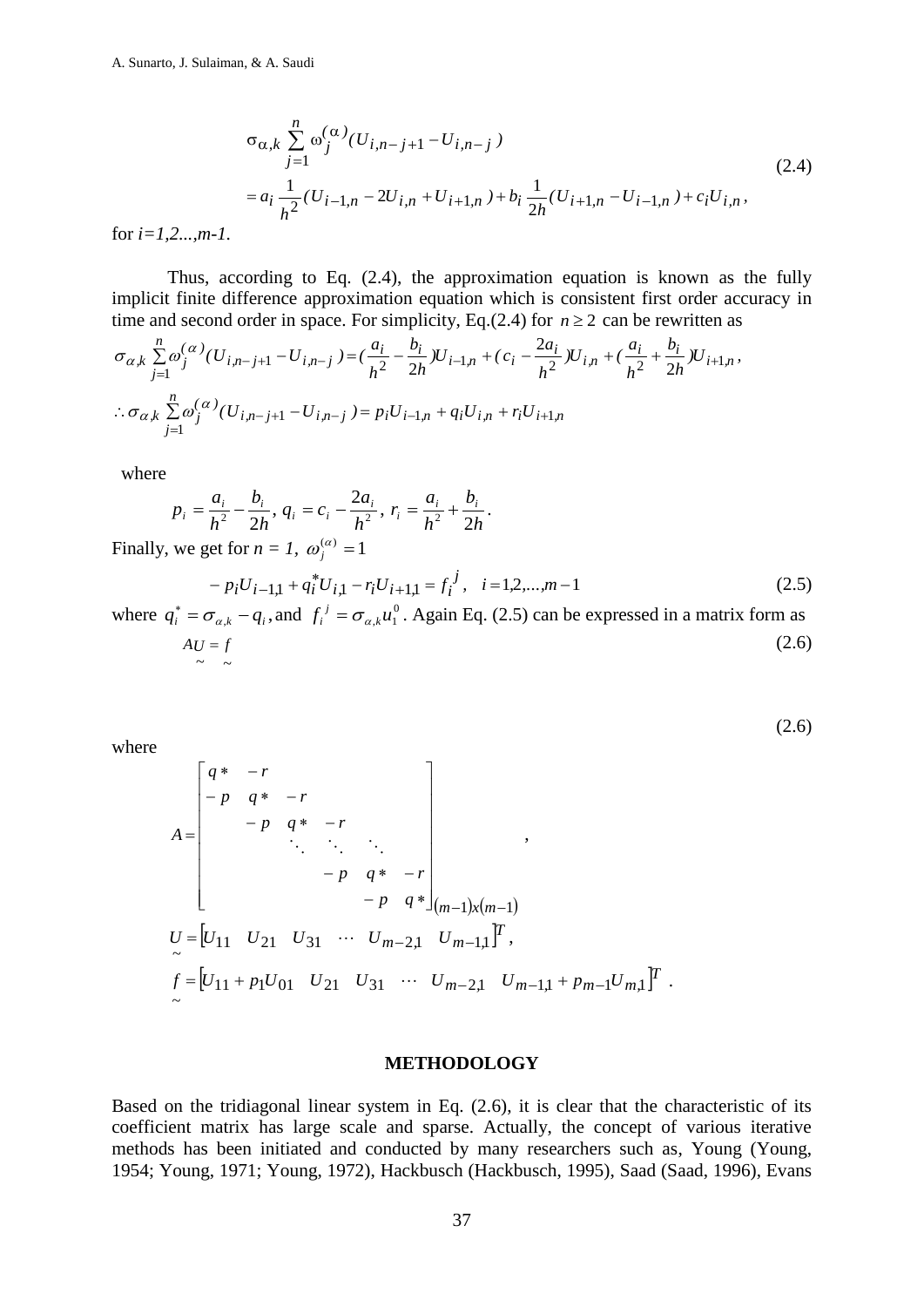$$\begin{aligned}
&\sigma_{\alpha,k}\sum_{j=1}^{n}\omega_j^{(\alpha)}(U_{i,n-j+1}-U_{i,n-j}) \\
&= a_i\frac{1}{h^2}(U_{i-1,n}-2U_{i,n}+U_{i+1,n})+b_i\frac{1}{2h}(U_{i+1,n}-U_{i-1,n})+c_iU_{i,n},
\end{aligned} \tag{2.4}$$

for $i=1,2...,m-1$.

Thus, according to Eq. (2.4), the approximation equation is known as the fully implicit finite difference approximation equation which is consistent first order accuracy in time and second order in space. For simplicity, Eq.(2.4) for $n \geq 2$ can be rewritten as

$$\sigma_{\alpha,k}\sum_{j=1}^{n}\omega_j^{(\alpha)}(U_{i,n-j+1}-U_{i,n-j}) = (\frac{a_i}{h^2}-\frac{b_i}{2h})U_{i-1,n}+(c_i-\frac{2a_i}{h^2})U_{i,n}+(\frac{a_i}{h^2}+\frac{b_i}{2h})U_{i+1,n},$$

$$\therefore \sigma_{\alpha,k}\sum_{j=1}^{n}\omega_j^{(\alpha)}(U_{i,n-j+1}-U_{i,n-j}) = p_iU_{i-1,n}+q_iU_{i,n}+r_iU_{i+1,n}$$

where

$$p_i=\frac{a_i}{h^2}-\frac{b_i}{2h},\; q_i=c_i-\frac{2a_i}{h^2},\; r_i=\frac{a_i}{h^2}+\frac{b_i}{2h}.$$

Finally, we get for $n = 1$, $\omega_j^{(\alpha)}=1$

$$-p_iU_{i-1,1}+q_i^*U_{i,1}-r_iU_{i+1,1}=f_i^j,\quad i=1,2,...,m-1 \tag{2.5}$$

where $q_i^*=\sigma_{\alpha,k}-q_i$, and $f_i^j=\sigma_{\alpha,k}u_1^0$. Again Eq. (2.5) can be expressed in a matrix form as

$$A\underset{\sim}{U}=\underset{\sim}{f} \tag{2.6}$$

(2.6)

where

$$A=\begin{bmatrix}
q* & -r & & & & \\
-p & q* & -r & & & \\
 & -p & q* & -r & & \\
 & & \ddots & \ddots & \ddots & \\
 & & & -p & q* & -r \\
 & & & & -p & q*
\end{bmatrix}_{(m-1)x(m-1)},$$

$$\underset{\sim}{U}=\begin{bmatrix}U_{11} & U_{21} & U_{31} & \cdots & U_{m-2,1} & U_{m-1,1}\end{bmatrix}^T,$$

$$\underset{\sim}{f}=\begin{bmatrix}U_{11}+p_1U_{01} & U_{21} & U_{31} & \cdots & U_{m-2,1} & U_{m-1,1}+p_{m-1}U_{m,1}\end{bmatrix}^T.$$

## METHODOLOGY

Based on the tridiagonal linear system in Eq. (2.6), it is clear that the characteristic of its coefficient matrix has large scale and sparse. Actually, the concept of various iterative methods has been initiated and conducted by many researchers such as, Young (Young, 1954; Young, 1971; Young, 1972), Hackbusch (Hackbusch, 1995), Saad (Saad, 1996), Evans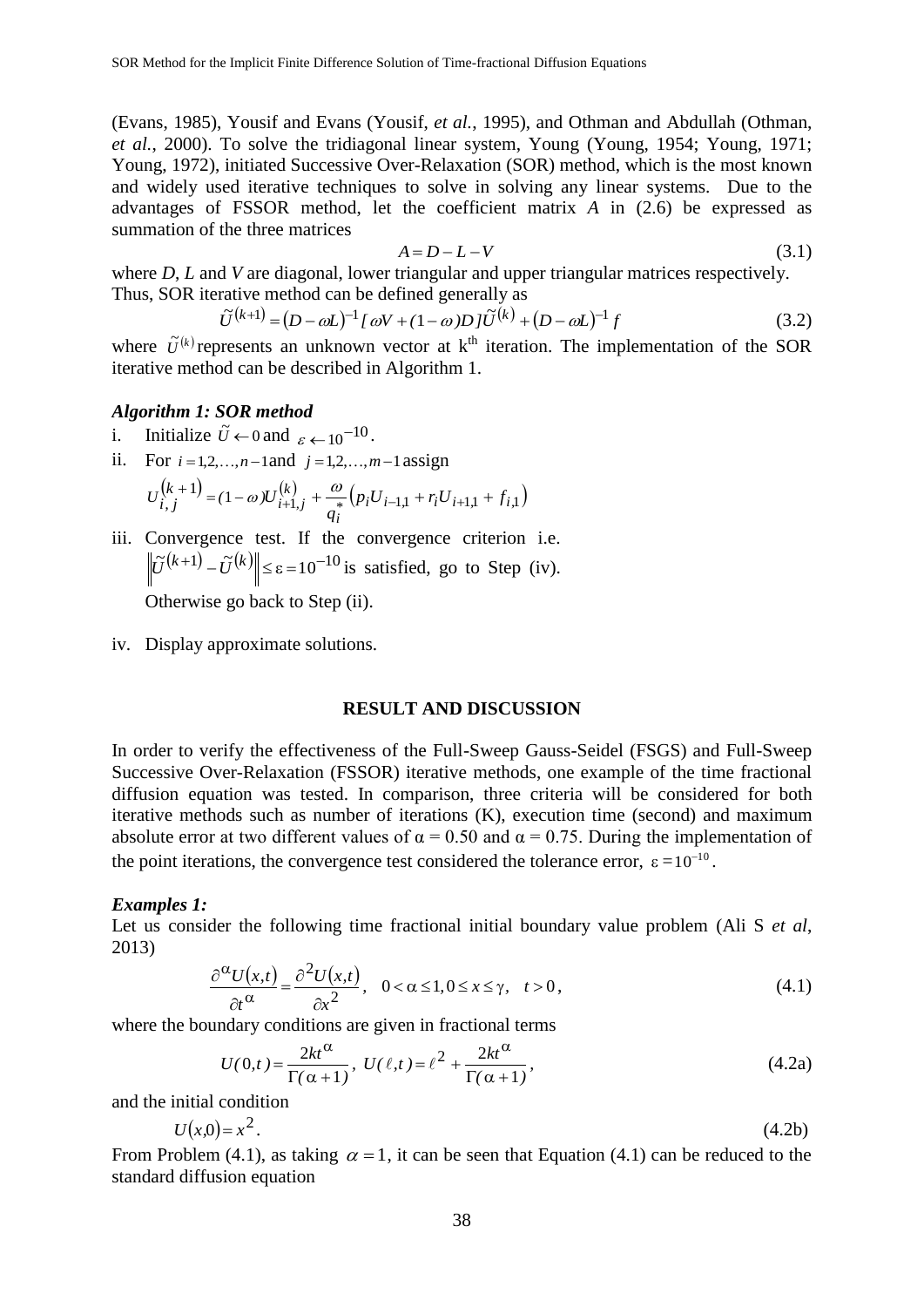(Evans, 1985), Yousif and Evans (Yousif, *et al.*, 1995), and Othman and Abdullah (Othman, *et al.*, 2000). To solve the tridiagonal linear system, Young (Young, 1954; Young, 1971; Young, 1972), initiated Successive Over-Relaxation (SOR) method, which is the most known and widely used iterative techniques to solve in solving any linear systems. Due to the advantages of FSSOR method, let the coefficient matrix $A$ in (2.6) be expressed as summation of the three matrices

$$A = D - L - V \tag{3.1}$$

where $D$, $L$ and $V$ are diagonal, lower triangular and upper triangular matrices respectively. Thus, SOR iterative method can be defined generally as

$$\tilde{U}^{(k+1)} = (D - \omega L)^{-1}[\omega V + (1-\omega)D]\tilde{U}^{(k)} + (D - \omega L)^{-1} f \tag{3.2}$$

where $\tilde{U}^{(k)}$ represents an unknown vector at k[th] iteration. The implementation of the SOR iterative method can be described in Algorithm 1.

***Algorithm 1: SOR method***

i. Initialize $\tilde{U} \leftarrow 0$ and $\varepsilon \leftarrow 10^{-10}$.

ii. For $i = 1,2,\ldots,n-1$ and $j = 1,2,\ldots,m-1$ assign

$$U_{i,j}^{(k+1)} = (1-\omega)U_{i+1,j}^{(k)} + \frac{\omega}{q_i^*}\left(p_i U_{i-1,1} + r_i U_{i+1,1} + f_{i,1}\right)$$

iii. Convergence test. If the convergence criterion i.e. $\left\|\tilde{U}^{(k+1)} - \tilde{U}^{(k)}\right\| \le \varepsilon = 10^{-10}$ is satisfied, go to Step (iv). Otherwise go back to Step (ii).

iv. Display approximate solutions.

## RESULT AND DISCUSSION

In order to verify the effectiveness of the Full-Sweep Gauss-Seidel (FSGS) and Full-Sweep Successive Over-Relaxation (FSSOR) iterative methods, one example of the time fractional diffusion equation was tested. In comparison, three criteria will be considered for both iterative methods such as number of iterations (K), execution time (second) and maximum absolute error at two different values of $\alpha = 0.50$ and $\alpha = 0.75$. During the implementation of the point iterations, the convergence test considered the tolerance error, $\varepsilon = 10^{-10}$.

***Examples 1:***

Let us consider the following time fractional initial boundary value problem (Ali S *et al*, 2013)

$$\frac{\partial^{\alpha} U(x,t)}{\partial t^{\alpha}} = \frac{\partial^2 U(x,t)}{\partial x^2}, \quad 0 < \alpha \le 1, 0 \le x \le \gamma, \quad t > 0, \tag{4.1}$$

where the boundary conditions are given in fractional terms

$$U(0,t) = \frac{2kt^{\alpha}}{\Gamma(\alpha+1)}, \; U(\ell,t) = \ell^2 + \frac{2kt^{\alpha}}{\Gamma(\alpha+1)}, \tag{4.2a}$$

and the initial condition

$$U(x,0) = x^2. \tag{4.2b}$$

From Problem (4.1), as taking $\alpha = 1$, it can be seen that Equation (4.1) can be reduced to the standard diffusion equation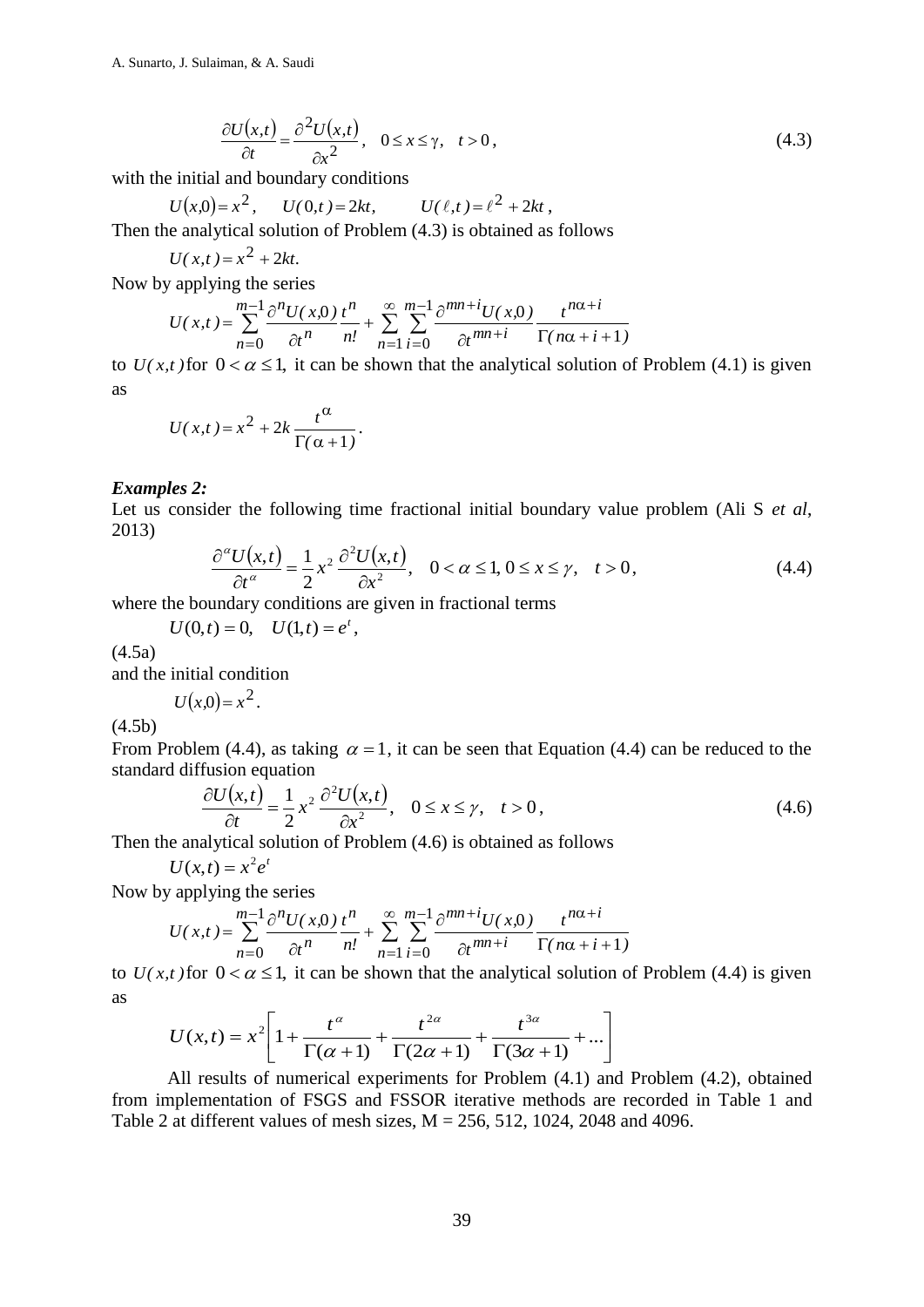$$\frac{\partial U(x,t)}{\partial t}=\frac{\partial^2 U(x,t)}{\partial x^2}, \quad 0 \le x \le \gamma, \quad t>0, \tag{4.3}$$

with the initial and boundary conditions

$$U(x,0)=x^2, \quad U(0,t)=2kt, \quad U(\ell,t)=\ell^2+2kt,$$

Then the analytical solution of Problem (4.3) is obtained as follows

$$U(x,t)=x^2+2kt.$$

Now by applying the series

$$U(x,t)=\sum_{n=0}^{m-1}\frac{\partial^n U(x,0)}{\partial t^n}\frac{t^n}{n!}+\sum_{n=1}^{\infty}\sum_{i=0}^{m-1}\frac{\partial^{mn+i}U(x,0)}{\partial t^{mn+i}}\frac{t^{n\alpha+i}}{\Gamma(n\alpha+i+1)}$$

to $U(x,t)$ for $0<\alpha\le 1$, it can be shown that the analytical solution of Problem (4.1) is given as

$$U(x,t)=x^2+2k\frac{t^{\alpha}}{\Gamma(\alpha+1)}.$$

***Examples 2:***

Let us consider the following time fractional initial boundary value problem (Ali S *et al*, 2013)

$$\frac{\partial^{\alpha} U(x,t)}{\partial t^{\alpha}}=\frac{1}{2}x^2\frac{\partial^2 U(x,t)}{\partial x^2}, \quad 0<\alpha\le 1, 0\le x\le\gamma, \quad t>0, \tag{4.4}$$

where the boundary conditions are given in fractional terms

$$U(0,t)=0, \quad U(1,t)=e^t,$$

(4.5a)

and the initial condition

$$U(x,0)=x^2.$$

(4.5b)

From Problem (4.4), as taking $\alpha=1$, it can be seen that Equation (4.4) can be reduced to the standard diffusion equation

$$\frac{\partial U(x,t)}{\partial t}=\frac{1}{2}x^2\frac{\partial^2 U(x,t)}{\partial x^2}, \quad 0\le x\le\gamma, \quad t>0, \tag{4.6}$$

Then the analytical solution of Problem (4.6) is obtained as follows

$$U(x,t)=x^2e^t$$

Now by applying the series

$$U(x,t)=\sum_{n=0}^{m-1}\frac{\partial^n U(x,0)}{\partial t^n}\frac{t^n}{n!}+\sum_{n=1}^{\infty}\sum_{i=0}^{m-1}\frac{\partial^{mn+i}U(x,0)}{\partial t^{mn+i}}\frac{t^{n\alpha+i}}{\Gamma(n\alpha+i+1)}$$

to $U(x,t)$ for $0<\alpha\le 1$, it can be shown that the analytical solution of Problem (4.4) is given as

$$U(x,t)=x^2\left[1+\frac{t^{\alpha}}{\Gamma(\alpha+1)}+\frac{t^{2\alpha}}{\Gamma(2\alpha+1)}+\frac{t^{3\alpha}}{\Gamma(3\alpha+1)}+...\right]$$

All results of numerical experiments for Problem (4.1) and Problem (4.2), obtained from implementation of FSGS and FSSOR iterative methods are recorded in Table 1 and Table 2 at different values of mesh sizes, M = 256, 512, 1024, 2048 and 4096.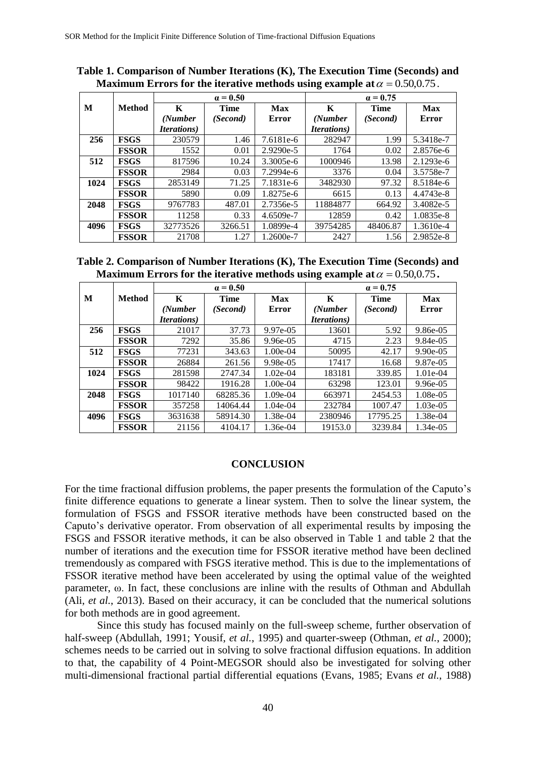**Table 1. Comparison of Number Iterations (K), The Execution Time (Seconds) and Maximum Errors for the iterative methods using example at $\alpha = 0.50, 0.75$.**

| M | Method | α = 0.50 | | | α = 0.75 | | |
|---|---|---|---|---|---|---|---|
| | | K *(Number Iterations)* | Time *(Second)* | Max Error | K *(Number Iterations)* | Time *(Second)* | Max Error |
| 256 | FSGS | 230579 | 1.46 | 7.6181e-6 | 282947 | 1.99 | 5.3418e-7 |
| | FSSOR | 1552 | 0.01 | 2.9290e-5 | 1764 | 0.02 | 2.8576e-6 |
| 512 | FSGS | 817596 | 10.24 | 3.3005e-6 | 1000946 | 13.98 | 2.1293e-6 |
| | FSSOR | 2984 | 0.03 | 7.2994e-6 | 3376 | 0.04 | 3.5758e-7 |
| 1024 | FSGS | 2853149 | 71.25 | 7.1831e-6 | 3482930 | 97.32 | 8.5184e-6 |
| | FSSOR | 5890 | 0.09 | 1.8275e-6 | 6615 | 0.13 | 4.4743e-8 |
| 2048 | FSGS | 9767783 | 487.01 | 2.7356e-5 | 11884877 | 664.92 | 3.4082e-5 |
| | FSSOR | 11258 | 0.33 | 4.6509e-7 | 12859 | 0.42 | 1.0835e-8 |
| 4096 | FSGS | 32773526 | 3266.51 | 1.0899e-4 | 39754285 | 48406.87 | 1.3610e-4 |
| | FSSOR | 21708 | 1.27 | 1.2600e-7 | 2427 | 1.56 | 2.9852e-8 |

**Table 2. Comparison of Number Iterations (K), The Execution Time (Seconds) and Maximum Errors for the iterative methods using example at $\alpha = 0.50, 0.75$.**

| M | Method | α = 0.50 | | | α = 0.75 | | |
|---|---|---|---|---|---|---|---|
| | | K *(Number Iterations)* | Time *(Second)* | Max Error | K *(Number Iterations)* | Time *(Second)* | Max Error |
| 256 | FSGS | 21017 | 37.73 | 9.97e-05 | 13601 | 5.92 | 9.86e-05 |
| | FSSOR | 7292 | 35.86 | 9.96e-05 | 4715 | 2.23 | 9.84e-05 |
| 512 | FSGS | 77231 | 343.63 | 1.00e-04 | 50095 | 42.17 | 9.90e-05 |
| | FSSOR | 26884 | 261.56 | 9.98e-05 | 17417 | 16.68 | 9.87e-05 |
| 1024 | FSGS | 281598 | 2747.34 | 1.02e-04 | 183181 | 339.85 | 1.01e-04 |
| | FSSOR | 98422 | 1916.28 | 1.00e-04 | 63298 | 123.01 | 9.96e-05 |
| 2048 | FSGS | 1017140 | 68285.36 | 1.09e-04 | 663971 | 2454.53 | 1.08e-05 |
| | FSSOR | 357258 | 14064.44 | 1.04e-04 | 232784 | 1007.47 | 1.03e-05 |
| 4096 | FSGS | 3631638 | 58914.30 | 1.38e-04 | 2380946 | 17795.25 | 1.38e-04 |
| | FSSOR | 21156 | 4104.17 | 1.36e-04 | 19153.0 | 3239.84 | 1.34e-05 |

## CONCLUSION

For the time fractional diffusion problems, the paper presents the formulation of the Caputo's finite difference equations to generate a linear system. Then to solve the linear system, the formulation of FSGS and FSSOR iterative methods have been constructed based on the Caputo's derivative operator. From observation of all experimental results by imposing the FSGS and FSSOR iterative methods, it can be also observed in Table 1 and table 2 that the number of iterations and the execution time for FSSOR iterative method have been declined tremendously as compared with FSGS iterative method. This is due to the implementations of FSSOR iterative method have been accelerated by using the optimal value of the weighted parameter, ω. In fact, these conclusions are inline with the results of Othman and Abdullah (Ali, *et al.*, 2013). Based on their accuracy, it can be concluded that the numerical solutions for both methods are in good agreement.

Since this study has focused mainly on the full-sweep scheme, further observation of half-sweep (Abdullah, 1991; Yousif, *et al.*, 1995) and quarter-sweep (Othman, *et al.*, 2000); schemes needs to be carried out in solving to solve fractional diffusion equations. In addition to that, the capability of 4 Point-MEGSOR should also be investigated for solving other multi-dimensional fractional partial differential equations (Evans, 1985; Evans *et al.*, 1988)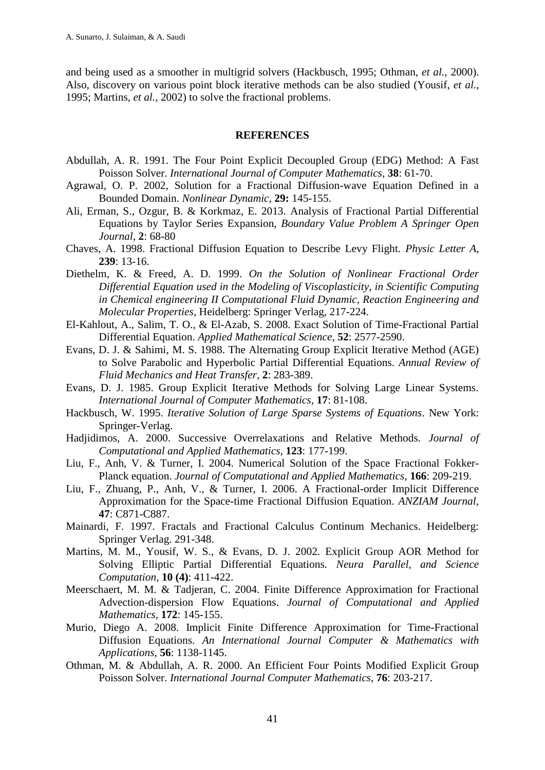and being used as a smoother in multigrid solvers (Hackbusch, 1995; Othman, *et al.*, 2000). Also, discovery on various point block iterative methods can be also studied (Yousif, *et al.*, 1995; Martins, *et al.*, 2002) to solve the fractional problems.

## REFERENCES

Abdullah, A. R. 1991. The Four Point Explicit Decoupled Group (EDG) Method: A Fast Poisson Solver. *International Journal of Computer Mathematics*, **38**: 61-70.

Agrawal, O. P. 2002, Solution for a Fractional Diffusion-wave Equation Defined in a Bounded Domain. *Nonlinear Dynamic*, **29:** 145-155.

Ali, Erman, S., Ozgur, B. & Korkmaz, E. 2013. Analysis of Fractional Partial Differential Equations by Taylor Series Expansion, *Boundary Value Problem A Springer Open Journal*, **2**: 68-80

Chaves, A. 1998. Fractional Diffusion Equation to Describe Levy Flight. *Physic Letter A*, **239**: 13-16.

Diethelm, K. & Freed, A. D. 1999. *On the Solution of Nonlinear Fractional Order Differential Equation used in the Modeling of Viscoplasticity, in Scientific Computing in Chemical engineering II Computational Fluid Dynamic, Reaction Engineering and Molecular Properties*, Heidelberg: Springer Verlag, 217-224.

El-Kahlout, A., Salim, T. O., & El-Azab, S. 2008. Exact Solution of Time-Fractional Partial Differential Equation. *Applied Mathematical Science*, **52**: 2577-2590.

Evans, D. J. & Sahimi, M. S. 1988. The Alternating Group Explicit Iterative Method (AGE) to Solve Parabolic and Hyperbolic Partial Differential Equations. *Annual Review of Fluid Mechanics and Heat Transfer*, **2**: 283-389.

Evans, D. J. 1985. Group Explicit Iterative Methods for Solving Large Linear Systems. *International Journal of Computer Mathematics*, **17**: 81-108.

Hackbusch, W. 1995. *Iterative Solution of Large Sparse Systems of Equations*. New York: Springer-Verlag.

Hadjidimos, A. 2000. Successive Overrelaxations and Relative Methods. *Journal of Computational and Applied Mathematics*, **123**: 177-199.

Liu, F., Anh, V. & Turner, I. 2004. Numerical Solution of the Space Fractional Fokker-Planck equation. *Journal of Computational and Applied Mathematics*, **166**: 209-219.

Liu, F., Zhuang, P., Anh, V., & Turner, I. 2006. A Fractional-order Implicit Difference Approximation for the Space-time Fractional Diffusion Equation. *ANZIAM Journal*, **47**: C871-C887.

Mainardi, F. 1997. Fractals and Fractional Calculus Continum Mechanics. Heidelberg: Springer Verlag. 291-348.

Martins, M. M., Yousif, W. S., & Evans, D. J. 2002. Explicit Group AOR Method for Solving Elliptic Partial Differential Equations. *Neura Parallel, and Science Computation*, **10 (4)**: 411-422.

Meerschaert, M. M. & Tadjeran, C. 2004. Finite Difference Approximation for Fractional Advection-dispersion Flow Equations. *Journal of Computational and Applied Mathematics*, **172**: 145-155.

Murio, Diego A. 2008. Implicit Finite Difference Approximation for Time-Fractional Diffusion Equations. *An International Journal Computer & Mathematics with Applications*, **56**: 1138-1145.

Othman, M. & Abdullah, A. R. 2000. An Efficient Four Points Modified Explicit Group Poisson Solver. *International Journal Computer Mathematics*, **76**: 203-217.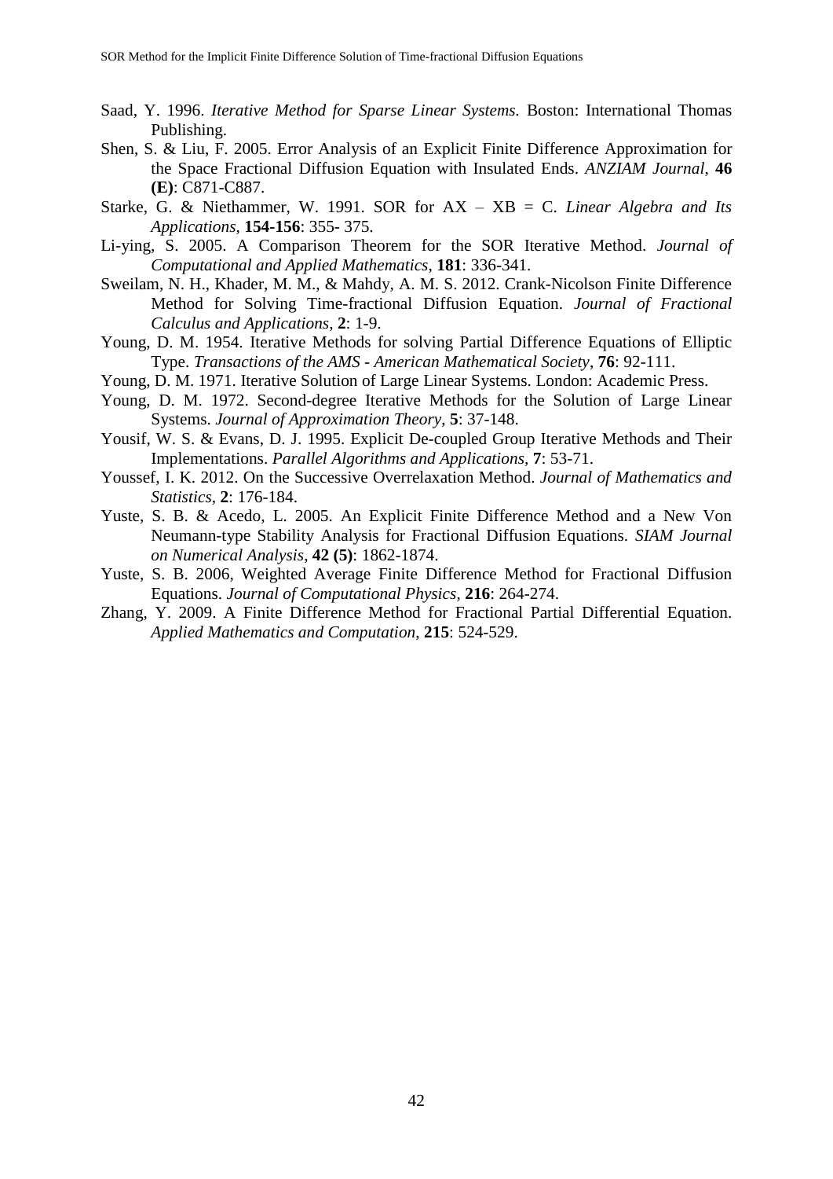Saad, Y. 1996. *Iterative Method for Sparse Linear Systems.* Boston: International Thomas Publishing.

Shen, S. & Liu, F. 2005. Error Analysis of an Explicit Finite Difference Approximation for the Space Fractional Diffusion Equation with Insulated Ends. *ANZIAM Journal*, **46 (E)**: C871-C887.

Starke, G. & Niethammer, W. 1991. SOR for AX – XB = C. *Linear Algebra and Its Applications*, **154-156**: 355- 375.

Li-ying, S. 2005. A Comparison Theorem for the SOR Iterative Method. *Journal of Computational and Applied Mathematics*, **181**: 336-341.

Sweilam, N. H., Khader, M. M., & Mahdy, A. M. S. 2012. Crank-Nicolson Finite Difference Method for Solving Time-fractional Diffusion Equation. *Journal of Fractional Calculus and Applications*, **2**: 1-9.

Young, D. M. 1954. Iterative Methods for solving Partial Difference Equations of Elliptic Type. *Transactions of the AMS - American Mathematical Society*, **76**: 92-111.

Young, D. M. 1971. Iterative Solution of Large Linear Systems. London: Academic Press.

Young, D. M. 1972. Second-degree Iterative Methods for the Solution of Large Linear Systems. *Journal of Approximation Theory*, **5**: 37-148.

Yousif, W. S. & Evans, D. J. 1995. Explicit De-coupled Group Iterative Methods and Their Implementations. *Parallel Algorithms and Applications*, **7**: 53-71.

Youssef, I. K. 2012. On the Successive Overrelaxation Method. *Journal of Mathematics and Statistics*, **2**: 176-184.

Yuste, S. B. & Acedo, L. 2005. An Explicit Finite Difference Method and a New Von Neumann-type Stability Analysis for Fractional Diffusion Equations. *SIAM Journal on Numerical Analysis*, **42 (5)**: 1862-1874.

Yuste, S. B. 2006, Weighted Average Finite Difference Method for Fractional Diffusion Equations. *Journal of Computational Physics*, **216**: 264-274.

Zhang, Y. 2009. A Finite Difference Method for Fractional Partial Differential Equation. *Applied Mathematics and Computation*, **215**: 524-529.